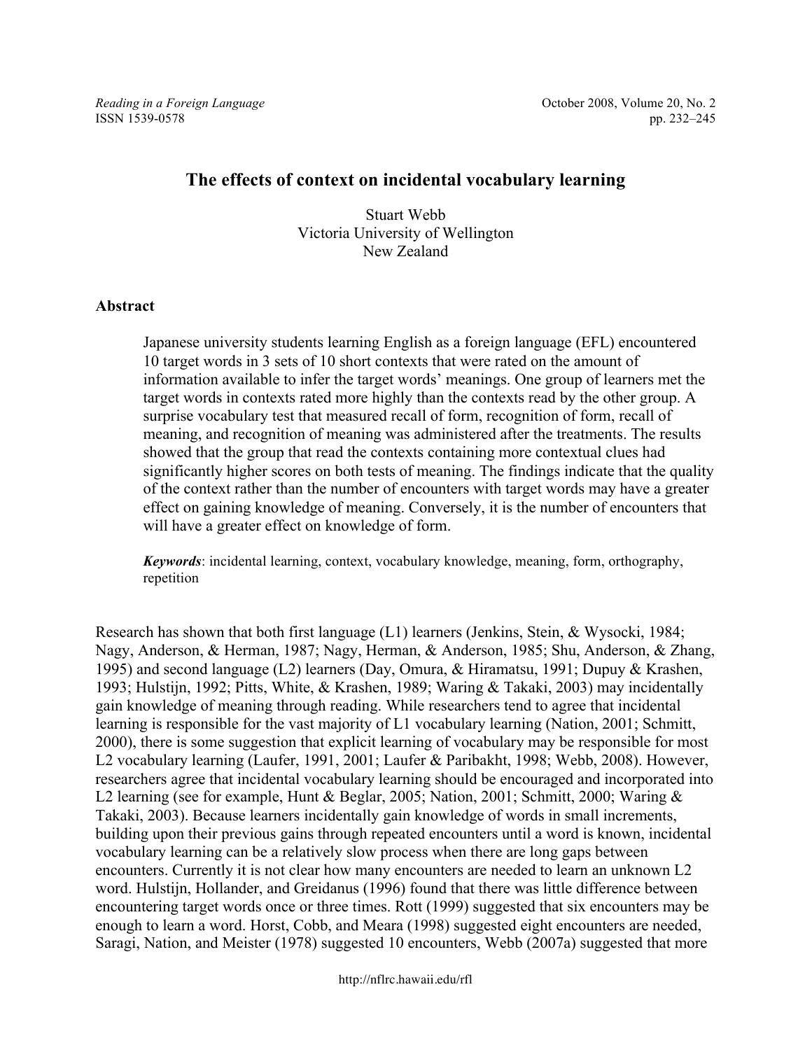# The effects of context on incidental vocabulary learning

Stuart Webb
Victoria University of Wellington
New Zealand

## Abstract

Japanese university students learning English as a foreign language (EFL) encountered 10 target words in 3 sets of 10 short contexts that were rated on the amount of information available to infer the target words' meanings. One group of learners met the target words in contexts rated more highly than the contexts read by the other group. A surprise vocabulary test that measured recall of form, recognition of form, recall of meaning, and recognition of meaning was administered after the treatments. The results showed that the group that read the contexts containing more contextual clues had significantly higher scores on both tests of meaning. The findings indicate that the quality of the context rather than the number of encounters with target words may have a greater effect on gaining knowledge of meaning. Conversely, it is the number of encounters that will have a greater effect on knowledge of form.

***Keywords***: incidental learning, context, vocabulary knowledge, meaning, form, orthography, repetition

Research has shown that both first language (L1) learners (Jenkins, Stein, & Wysocki, 1984; Nagy, Anderson, & Herman, 1987; Nagy, Herman, & Anderson, 1985; Shu, Anderson, & Zhang, 1995) and second language (L2) learners (Day, Omura, & Hiramatsu, 1991; Dupuy & Krashen, 1993; Hulstijn, 1992; Pitts, White, & Krashen, 1989; Waring & Takaki, 2003) may incidentally gain knowledge of meaning through reading. While researchers tend to agree that incidental learning is responsible for the vast majority of L1 vocabulary learning (Nation, 2001; Schmitt, 2000), there is some suggestion that explicit learning of vocabulary may be responsible for most L2 vocabulary learning (Laufer, 1991, 2001; Laufer & Paribakht, 1998; Webb, 2008). However, researchers agree that incidental vocabulary learning should be encouraged and incorporated into L2 learning (see for example, Hunt & Beglar, 2005; Nation, 2001; Schmitt, 2000; Waring & Takaki, 2003). Because learners incidentally gain knowledge of words in small increments, building upon their previous gains through repeated encounters until a word is known, incidental vocabulary learning can be a relatively slow process when there are long gaps between encounters. Currently it is not clear how many encounters are needed to learn an unknown L2 word. Hulstijn, Hollander, and Greidanus (1996) found that there was little difference between encountering target words once or three times. Rott (1999) suggested that six encounters may be enough to learn a word. Horst, Cobb, and Meara (1998) suggested eight encounters are needed, Saragi, Nation, and Meister (1978) suggested 10 encounters, Webb (2007a) suggested that more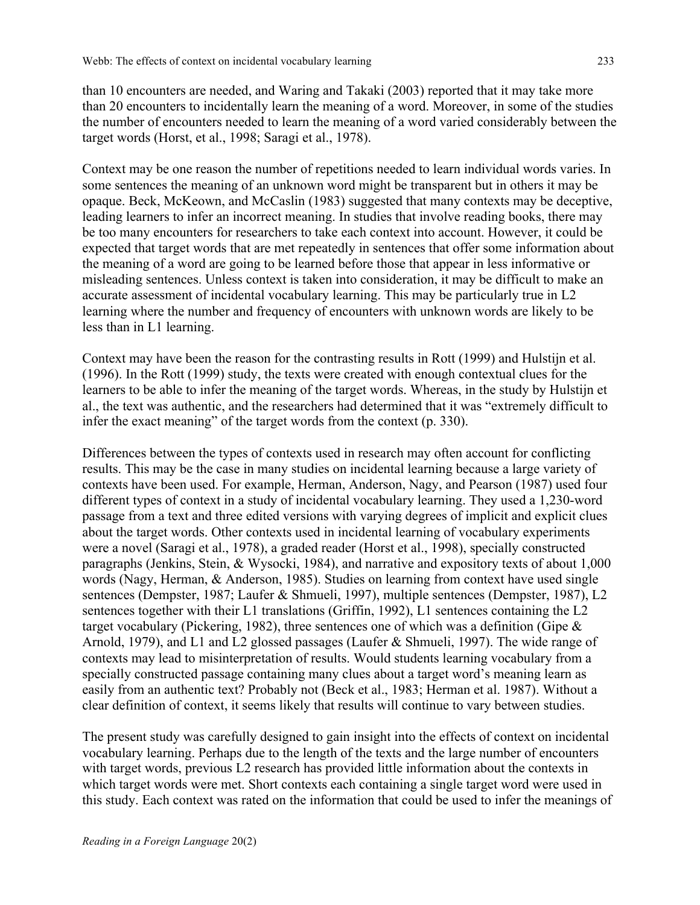than 10 encounters are needed, and Waring and Takaki (2003) reported that it may take more than 20 encounters to incidentally learn the meaning of a word. Moreover, in some of the studies the number of encounters needed to learn the meaning of a word varied considerably between the target words (Horst, et al., 1998; Saragi et al., 1978).

Context may be one reason the number of repetitions needed to learn individual words varies. In some sentences the meaning of an unknown word might be transparent but in others it may be opaque. Beck, McKeown, and McCaslin (1983) suggested that many contexts may be deceptive, leading learners to infer an incorrect meaning. In studies that involve reading books, there may be too many encounters for researchers to take each context into account. However, it could be expected that target words that are met repeatedly in sentences that offer some information about the meaning of a word are going to be learned before those that appear in less informative or misleading sentences. Unless context is taken into consideration, it may be difficult to make an accurate assessment of incidental vocabulary learning. This may be particularly true in L2 learning where the number and frequency of encounters with unknown words are likely to be less than in L1 learning.

Context may have been the reason for the contrasting results in Rott (1999) and Hulstijn et al. (1996). In the Rott (1999) study, the texts were created with enough contextual clues for the learners to be able to infer the meaning of the target words. Whereas, in the study by Hulstijn et al., the text was authentic, and the researchers had determined that it was "extremely difficult to infer the exact meaning" of the target words from the context (p. 330).

Differences between the types of contexts used in research may often account for conflicting results. This may be the case in many studies on incidental learning because a large variety of contexts have been used. For example, Herman, Anderson, Nagy, and Pearson (1987) used four different types of context in a study of incidental vocabulary learning. They used a 1,230-word passage from a text and three edited versions with varying degrees of implicit and explicit clues about the target words. Other contexts used in incidental learning of vocabulary experiments were a novel (Saragi et al., 1978), a graded reader (Horst et al., 1998), specially constructed paragraphs (Jenkins, Stein, & Wysocki, 1984), and narrative and expository texts of about 1,000 words (Nagy, Herman, & Anderson, 1985). Studies on learning from context have used single sentences (Dempster, 1987; Laufer & Shmueli, 1997), multiple sentences (Dempster, 1987), L2 sentences together with their L1 translations (Griffin, 1992), L1 sentences containing the L2 target vocabulary (Pickering, 1982), three sentences one of which was a definition (Gipe & Arnold, 1979), and L1 and L2 glossed passages (Laufer & Shmueli, 1997). The wide range of contexts may lead to misinterpretation of results. Would students learning vocabulary from a specially constructed passage containing many clues about a target word's meaning learn as easily from an authentic text? Probably not (Beck et al., 1983; Herman et al. 1987). Without a clear definition of context, it seems likely that results will continue to vary between studies.

The present study was carefully designed to gain insight into the effects of context on incidental vocabulary learning. Perhaps due to the length of the texts and the large number of encounters with target words, previous L2 research has provided little information about the contexts in which target words were met. Short contexts each containing a single target word were used in this study. Each context was rated on the information that could be used to infer the meanings of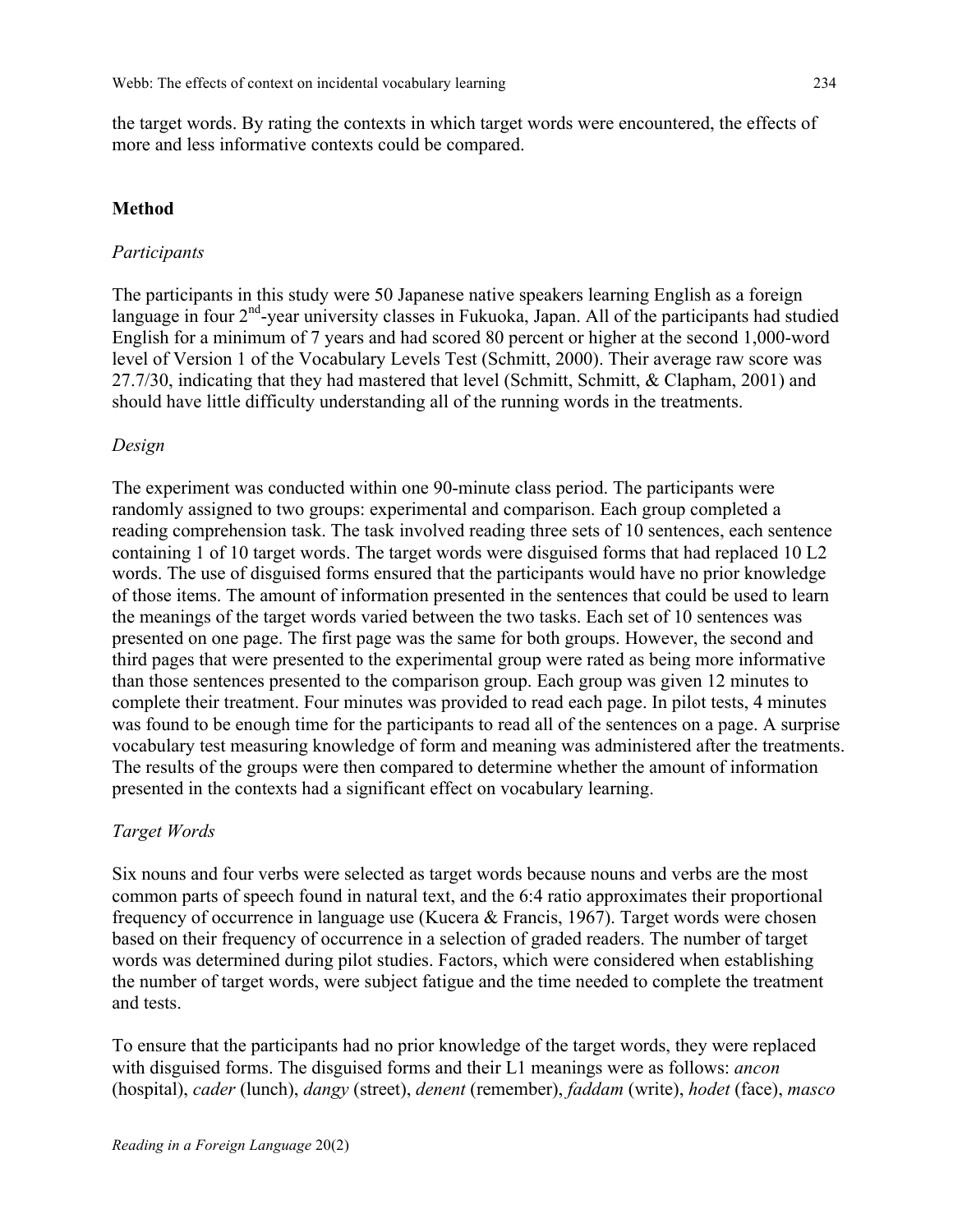the target words. By rating the contexts in which target words were encountered, the effects of more and less informative contexts could be compared.

## Method

### *Participants*

The participants in this study were 50 Japanese native speakers learning English as a foreign language in four 2nd-year university classes in Fukuoka, Japan. All of the participants had studied English for a minimum of 7 years and had scored 80 percent or higher at the second 1,000-word level of Version 1 of the Vocabulary Levels Test (Schmitt, 2000). Their average raw score was 27.7/30, indicating that they had mastered that level (Schmitt, Schmitt, & Clapham, 2001) and should have little difficulty understanding all of the running words in the treatments.

### *Design*

The experiment was conducted within one 90-minute class period. The participants were randomly assigned to two groups: experimental and comparison. Each group completed a reading comprehension task. The task involved reading three sets of 10 sentences, each sentence containing 1 of 10 target words. The target words were disguised forms that had replaced 10 L2 words. The use of disguised forms ensured that the participants would have no prior knowledge of those items. The amount of information presented in the sentences that could be used to learn the meanings of the target words varied between the two tasks. Each set of 10 sentences was presented on one page. The first page was the same for both groups. However, the second and third pages that were presented to the experimental group were rated as being more informative than those sentences presented to the comparison group. Each group was given 12 minutes to complete their treatment. Four minutes was provided to read each page. In pilot tests, 4 minutes was found to be enough time for the participants to read all of the sentences on a page. A surprise vocabulary test measuring knowledge of form and meaning was administered after the treatments. The results of the groups were then compared to determine whether the amount of information presented in the contexts had a significant effect on vocabulary learning.

### *Target Words*

Six nouns and four verbs were selected as target words because nouns and verbs are the most common parts of speech found in natural text, and the 6:4 ratio approximates their proportional frequency of occurrence in language use (Kucera & Francis, 1967). Target words were chosen based on their frequency of occurrence in a selection of graded readers. The number of target words was determined during pilot studies. Factors, which were considered when establishing the number of target words, were subject fatigue and the time needed to complete the treatment and tests.

To ensure that the participants had no prior knowledge of the target words, they were replaced with disguised forms. The disguised forms and their L1 meanings were as follows: *ancon* (hospital), *cader* (lunch), *dangy* (street), *denent* (remember), *faddam* (write), *hodet* (face), *masco*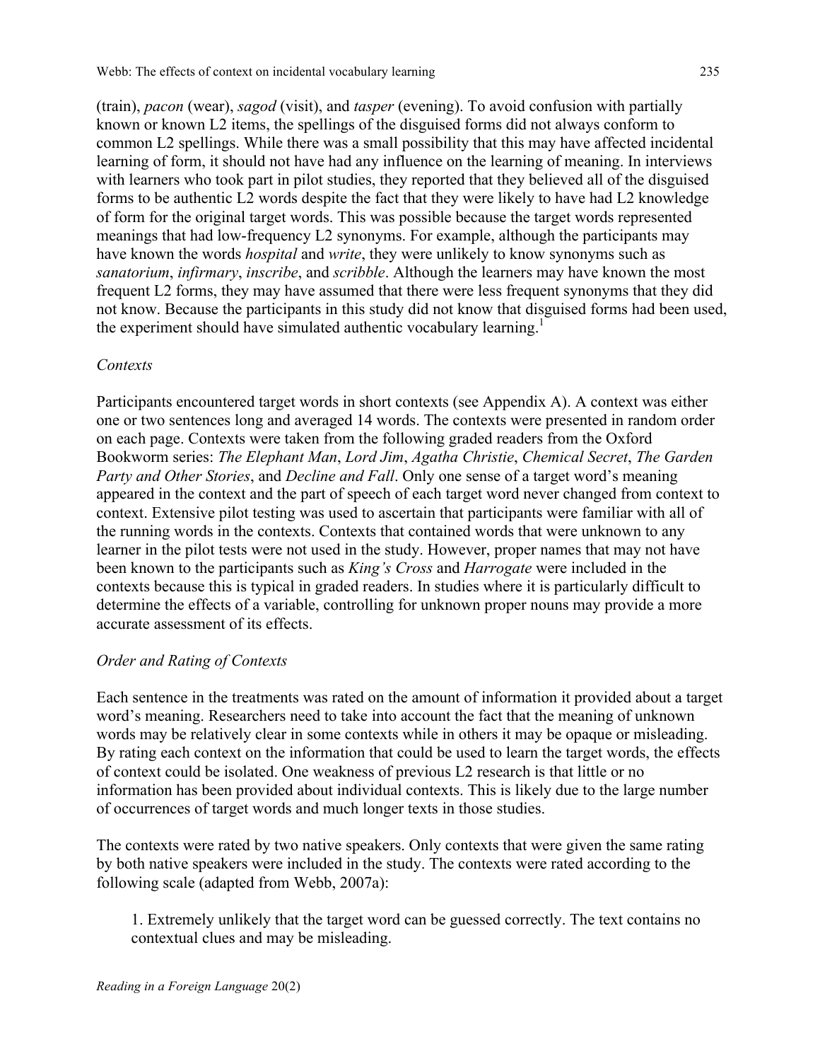(train), *pacon* (wear), *sagod* (visit), and *tasper* (evening). To avoid confusion with partially known or known L2 items, the spellings of the disguised forms did not always conform to common L2 spellings. While there was a small possibility that this may have affected incidental learning of form, it should not have had any influence on the learning of meaning. In interviews with learners who took part in pilot studies, they reported that they believed all of the disguised forms to be authentic L2 words despite the fact that they were likely to have had L2 knowledge of form for the original target words. This was possible because the target words represented meanings that had low-frequency L2 synonyms. For example, although the participants may have known the words *hospital* and *write*, they were unlikely to know synonyms such as *sanatorium*, *infirmary*, *inscribe*, and *scribble*. Although the learners may have known the most frequent L2 forms, they may have assumed that there were less frequent synonyms that they did not know. Because the participants in this study did not know that disguised forms had been used, the experiment should have simulated authentic vocabulary learning.[1]

### *Contexts*

Participants encountered target words in short contexts (see Appendix A). A context was either one or two sentences long and averaged 14 words. The contexts were presented in random order on each page. Contexts were taken from the following graded readers from the Oxford Bookworm series: *The Elephant Man*, *Lord Jim*, *Agatha Christie*, *Chemical Secret*, *The Garden Party and Other Stories*, and *Decline and Fall*. Only one sense of a target word's meaning appeared in the context and the part of speech of each target word never changed from context to context. Extensive pilot testing was used to ascertain that participants were familiar with all of the running words in the contexts. Contexts that contained words that were unknown to any learner in the pilot tests were not used in the study. However, proper names that may not have been known to the participants such as *King's Cross* and *Harrogate* were included in the contexts because this is typical in graded readers. In studies where it is particularly difficult to determine the effects of a variable, controlling for unknown proper nouns may provide a more accurate assessment of its effects.

### *Order and Rating of Contexts*

Each sentence in the treatments was rated on the amount of information it provided about a target word's meaning. Researchers need to take into account the fact that the meaning of unknown words may be relatively clear in some contexts while in others it may be opaque or misleading. By rating each context on the information that could be used to learn the target words, the effects of context could be isolated. One weakness of previous L2 research is that little or no information has been provided about individual contexts. This is likely due to the large number of occurrences of target words and much longer texts in those studies.

The contexts were rated by two native speakers. Only contexts that were given the same rating by both native speakers were included in the study. The contexts were rated according to the following scale (adapted from Webb, 2007a):

1. Extremely unlikely that the target word can be guessed correctly. The text contains no contextual clues and may be misleading.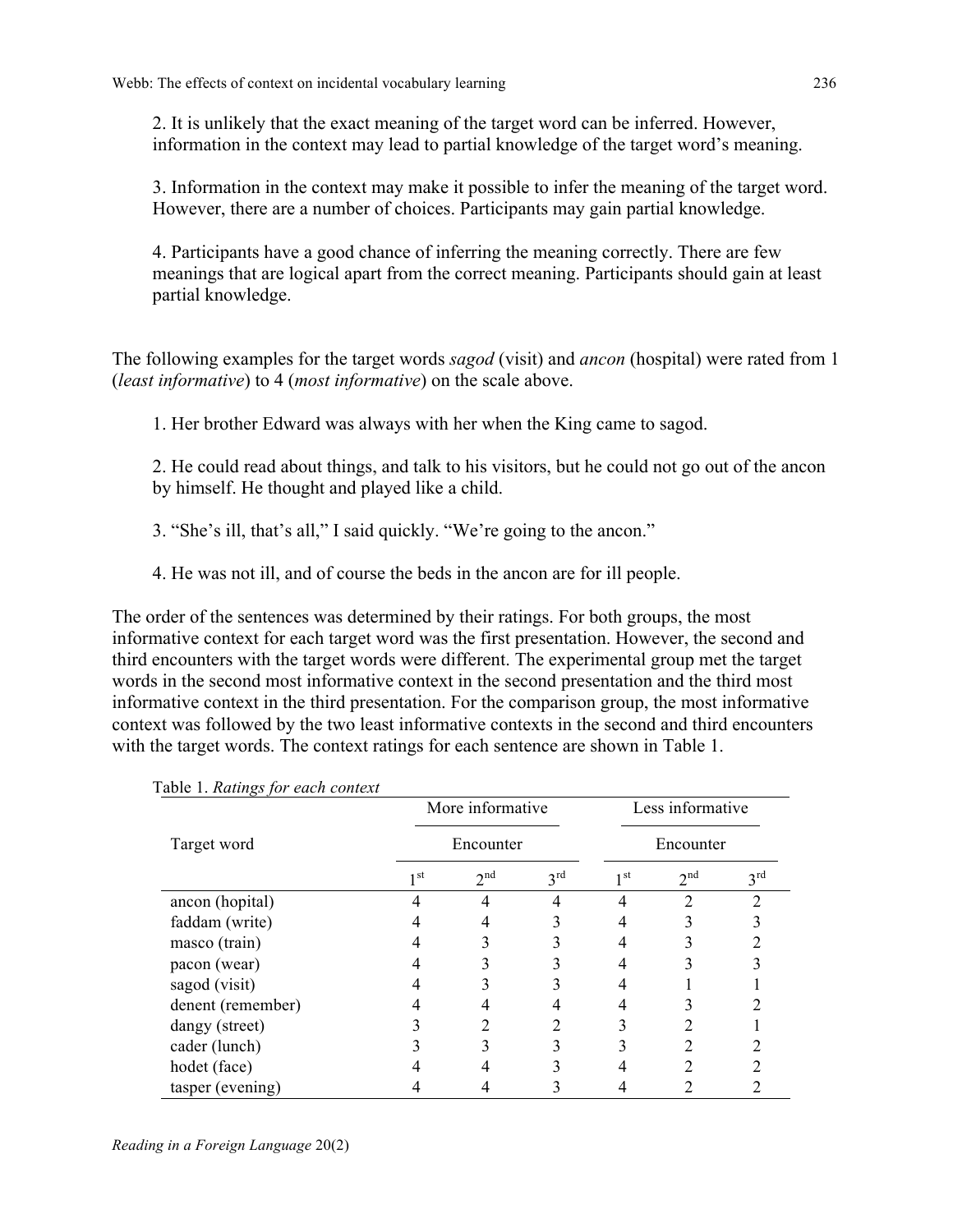2. It is unlikely that the exact meaning of the target word can be inferred. However, information in the context may lead to partial knowledge of the target word's meaning.

3. Information in the context may make it possible to infer the meaning of the target word. However, there are a number of choices. Participants may gain partial knowledge.

4. Participants have a good chance of inferring the meaning correctly. There are few meanings that are logical apart from the correct meaning. Participants should gain at least partial knowledge.

The following examples for the target words *sagod* (visit) and *ancon* (hospital) were rated from 1 (*least informative*) to 4 (*most informative*) on the scale above.

1. Her brother Edward was always with her when the King came to sagod.

2. He could read about things, and talk to his visitors, but he could not go out of the ancon by himself. He thought and played like a child.

3. "She's ill, that's all," I said quickly. "We're going to the ancon."

4. He was not ill, and of course the beds in the ancon are for ill people.

The order of the sentences was determined by their ratings. For both groups, the most informative context for each target word was the first presentation. However, the second and third encounters with the target words were different. The experimental group met the target words in the second most informative context in the second presentation and the third most informative context in the third presentation. For the comparison group, the most informative context was followed by the two least informative contexts in the second and third encounters with the target words. The context ratings for each sentence are shown in Table 1.

Table 1. *Ratings for each context*

| Target word | More informative | | | Less informative | | |
|---|---|---|---|---|---|---|
| | Encounter | | | Encounter | | |
| | 1st | 2nd | 3rd | 1st | 2nd | 3rd |
| ancon (hopital) | 4 | 4 | 4 | 4 | 2 | 2 |
| faddam (write) | 4 | 4 | 3 | 4 | 3 | 3 |
| masco (train) | 4 | 3 | 3 | 4 | 3 | 2 |
| pacon (wear) | 4 | 3 | 3 | 4 | 3 | 3 |
| sagod (visit) | 4 | 3 | 3 | 4 | 1 | 1 |
| denent (remember) | 4 | 4 | 4 | 4 | 3 | 2 |
| dangy (street) | 3 | 2 | 2 | 3 | 2 | 1 |
| cader (lunch) | 3 | 3 | 3 | 3 | 2 | 2 |
| hodet (face) | 4 | 4 | 3 | 4 | 2 | 2 |
| tasper (evening) | 4 | 4 | 3 | 4 | 2 | 2 |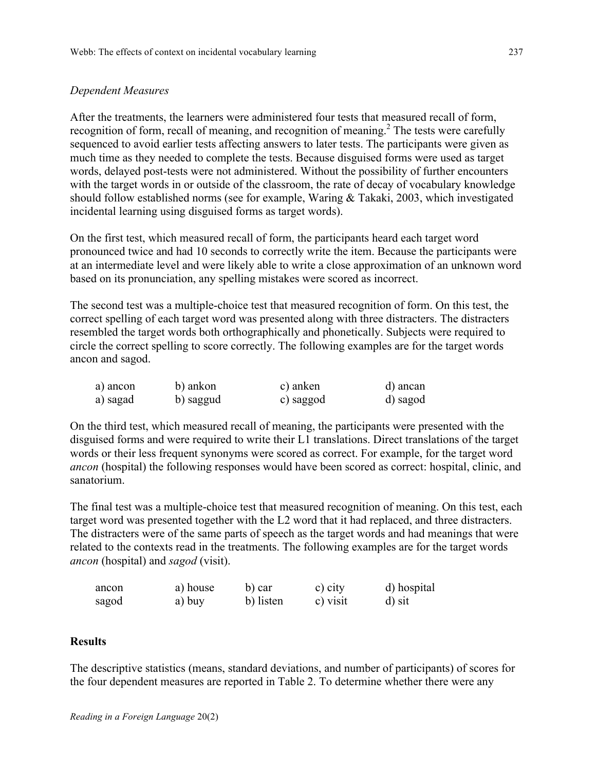*Dependent Measures*

After the treatments, the learners were administered four tests that measured recall of form, recognition of form, recall of meaning, and recognition of meaning.[2] The tests were carefully sequenced to avoid earlier tests affecting answers to later tests. The participants were given as much time as they needed to complete the tests. Because disguised forms were used as target words, delayed post-tests were not administered. Without the possibility of further encounters with the target words in or outside of the classroom, the rate of decay of vocabulary knowledge should follow established norms (see for example, Waring & Takaki, 2003, which investigated incidental learning using disguised forms as target words).

On the first test, which measured recall of form, the participants heard each target word pronounced twice and had 10 seconds to correctly write the item. Because the participants were at an intermediate level and were likely able to write a close approximation of an unknown word based on its pronunciation, any spelling mistakes were scored as incorrect.

The second test was a multiple-choice test that measured recognition of form. On this test, the correct spelling of each target word was presented along with three distracters. The distracters resembled the target words both orthographically and phonetically. Subjects were required to circle the correct spelling to score correctly. The following examples are for the target words ancon and sagod.

| | | | |
|---|---|---|---|
| a) ancon | b) ankon | c) anken | d) ancan |
| a) sagad | b) saggud | c) saggod | d) sagod |

On the third test, which measured recall of meaning, the participants were presented with the disguised forms and were required to write their L1 translations. Direct translations of the target words or their less frequent synonyms were scored as correct. For example, for the target word *ancon* (hospital) the following responses would have been scored as correct: hospital, clinic, and sanatorium.

The final test was a multiple-choice test that measured recognition of meaning. On this test, each target word was presented together with the L2 word that it had replaced, and three distracters. The distracters were of the same parts of speech as the target words and had meanings that were related to the contexts read in the treatments. The following examples are for the target words *ancon* (hospital) and *sagod* (visit).

| | | | | |
|---|---|---|---|---|
| ancon | a) house | b) car | c) city | d) hospital |
| sagod | a) buy | b) listen | c) visit | d) sit |

## Results

The descriptive statistics (means, standard deviations, and number of participants) of scores for the four dependent measures are reported in Table 2. To determine whether there were any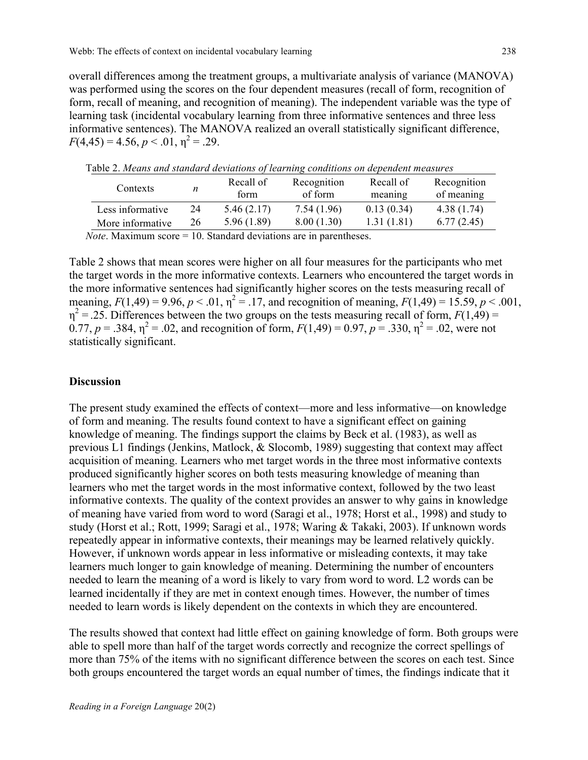overall differences among the treatment groups, a multivariate analysis of variance (MANOVA) was performed using the scores on the four dependent measures (recall of form, recognition of form, recall of meaning, and recognition of meaning). The independent variable was the type of learning task (incidental vocabulary learning from three informative sentences and three less informative sentences). The MANOVA realized an overall statistically significant difference, $F(4,45) = 4.56$, $p < .01$, $\eta^2 = .29$.

Table 2. *Means and standard deviations of learning conditions on dependent measures*

| Contexts | *n* | Recall of form | Recognition of form | Recall of meaning | Recognition of meaning |
|---|---|---|---|---|---|
| Less informative | 24 | 5.46 (2.17) | 7.54 (1.96) | 0.13 (0.34) | 4.38 (1.74) |
| More informative | 26 | 5.96 (1.89) | 8.00 (1.30) | 1.31 (1.81) | 6.77 (2.45) |

*Note*. Maximum score = 10. Standard deviations are in parentheses.

Table 2 shows that mean scores were higher on all four measures for the participants who met the target words in the more informative contexts. Learners who encountered the target words in the more informative sentences had significantly higher scores on the tests measuring recall of meaning, $F(1,49) = 9.96$, $p < .01$, $\eta^2 = .17$, and recognition of meaning, $F(1,49) = 15.59$, $p < .001$, $\eta^2 = .25$. Differences between the two groups on the tests measuring recall of form, $F(1,49) = 0.77$, $p = .384$, $\eta^2 = .02$, and recognition of form, $F(1,49) = 0.97$, $p = .330$, $\eta^2 = .02$, were not statistically significant.

## Discussion

The present study examined the effects of context—more and less informative—on knowledge of form and meaning. The results found context to have a significant effect on gaining knowledge of meaning. The findings support the claims by Beck et al. (1983), as well as previous L1 findings (Jenkins, Matlock, & Slocomb, 1989) suggesting that context may affect acquisition of meaning. Learners who met target words in the three most informative contexts produced significantly higher scores on both tests measuring knowledge of meaning than learners who met the target words in the most informative context, followed by the two least informative contexts. The quality of the context provides an answer to why gains in knowledge of meaning have varied from word to word (Saragi et al., 1978; Horst et al., 1998) and study to study (Horst et al.; Rott, 1999; Saragi et al., 1978; Waring & Takaki, 2003). If unknown words repeatedly appear in informative contexts, their meanings may be learned relatively quickly. However, if unknown words appear in less informative or misleading contexts, it may take learners much longer to gain knowledge of meaning. Determining the number of encounters needed to learn the meaning of a word is likely to vary from word to word. L2 words can be learned incidentally if they are met in context enough times. However, the number of times needed to learn words is likely dependent on the contexts in which they are encountered.

The results showed that context had little effect on gaining knowledge of form. Both groups were able to spell more than half of the target words correctly and recognize the correct spellings of more than 75% of the items with no significant difference between the scores on each test. Since both groups encountered the target words an equal number of times, the findings indicate that it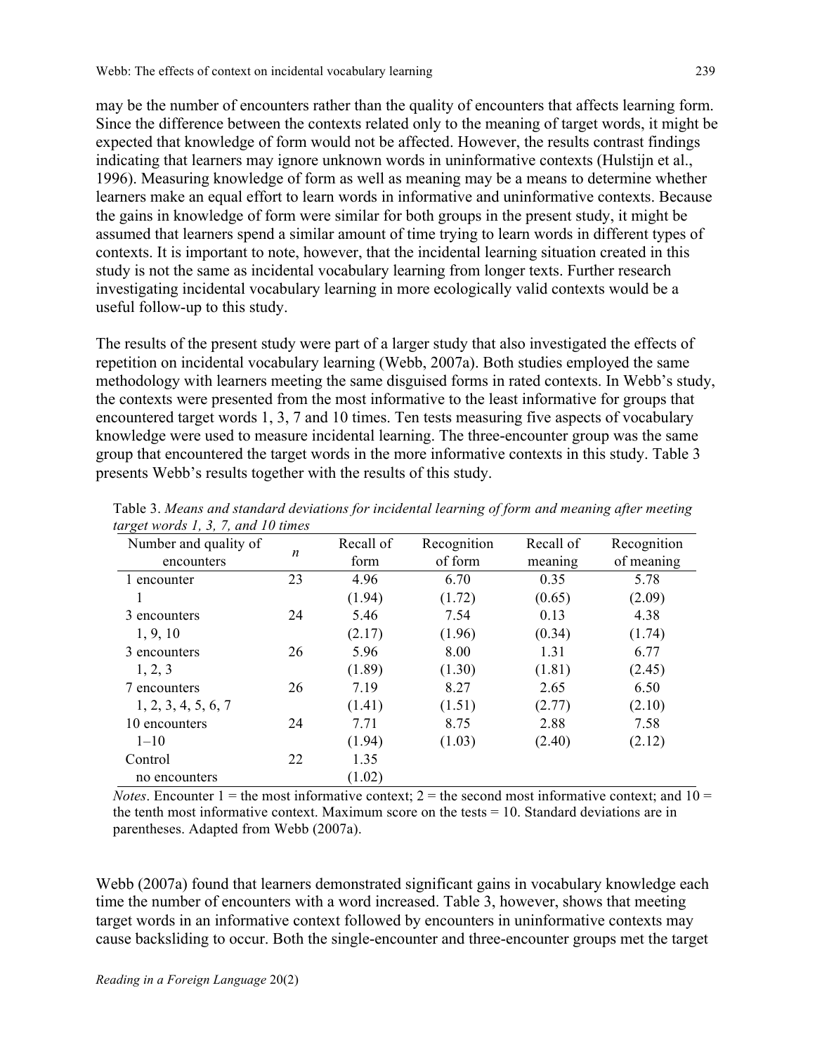may be the number of encounters rather than the quality of encounters that affects learning form. Since the difference between the contexts related only to the meaning of target words, it might be expected that knowledge of form would not be affected. However, the results contrast findings indicating that learners may ignore unknown words in uninformative contexts (Hulstijn et al., 1996). Measuring knowledge of form as well as meaning may be a means to determine whether learners make an equal effort to learn words in informative and uninformative contexts. Because the gains in knowledge of form were similar for both groups in the present study, it might be assumed that learners spend a similar amount of time trying to learn words in different types of contexts. It is important to note, however, that the incidental learning situation created in this study is not the same as incidental vocabulary learning from longer texts. Further research investigating incidental vocabulary learning in more ecologically valid contexts would be a useful follow-up to this study.

The results of the present study were part of a larger study that also investigated the effects of repetition on incidental vocabulary learning (Webb, 2007a). Both studies employed the same methodology with learners meeting the same disguised forms in rated contexts. In Webb's study, the contexts were presented from the most informative to the least informative for groups that encountered target words 1, 3, 7 and 10 times. Ten tests measuring five aspects of vocabulary knowledge were used to measure incidental learning. The three-encounter group was the same group that encountered the target words in the more informative contexts in this study. Table 3 presents Webb's results together with the results of this study.

Table 3. *Means and standard deviations for incidental learning of form and meaning after meeting target words 1, 3, 7, and 10 times*

| Number and quality of encounters | *n* | Recall of form | Recognition of form | Recall of meaning | Recognition of meaning |
|---|---|---|---|---|---|
| 1 encounter | 23 | 4.96 | 6.70 | 0.35 | 5.78 |
| 1 | | (1.94) | (1.72) | (0.65) | (2.09) |
| 3 encounters | 24 | 5.46 | 7.54 | 0.13 | 4.38 |
| 1, 9, 10 | | (2.17) | (1.96) | (0.34) | (1.74) |
| 3 encounters | 26 | 5.96 | 8.00 | 1.31 | 6.77 |
| 1, 2, 3 | | (1.89) | (1.30) | (1.81) | (2.45) |
| 7 encounters | 26 | 7.19 | 8.27 | 2.65 | 6.50 |
| 1, 2, 3, 4, 5, 6, 7 | | (1.41) | (1.51) | (2.77) | (2.10) |
| 10 encounters | 24 | 7.71 | 8.75 | 2.88 | 7.58 |
| 1–10 | | (1.94) | (1.03) | (2.40) | (2.12) |
| Control | 22 | 1.35 | | | |
| no encounters | | (1.02) | | | |

*Notes*. Encounter 1 = the most informative context; 2 = the second most informative context; and 10 = the tenth most informative context. Maximum score on the tests = 10. Standard deviations are in parentheses. Adapted from Webb (2007a).

Webb (2007a) found that learners demonstrated significant gains in vocabulary knowledge each time the number of encounters with a word increased. Table 3, however, shows that meeting target words in an informative context followed by encounters in uninformative contexts may cause backsliding to occur. Both the single-encounter and three-encounter groups met the target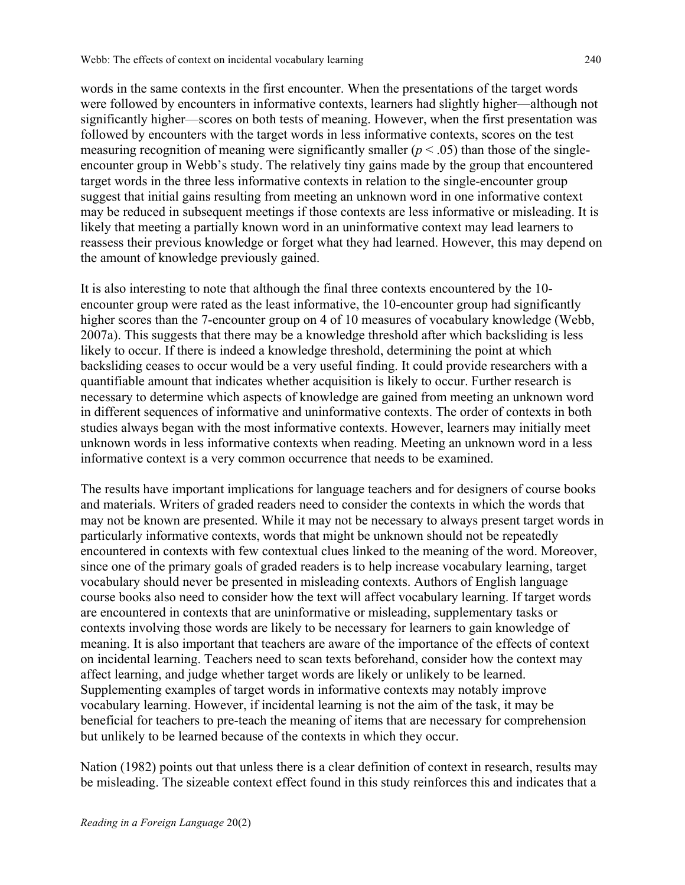words in the same contexts in the first encounter. When the presentations of the target words were followed by encounters in informative contexts, learners had slightly higher—although not significantly higher—scores on both tests of meaning. However, when the first presentation was followed by encounters with the target words in less informative contexts, scores on the test measuring recognition of meaning were significantly smaller ($p < .05$) than those of the single-encounter group in Webb's study. The relatively tiny gains made by the group that encountered target words in the three less informative contexts in relation to the single-encounter group suggest that initial gains resulting from meeting an unknown word in one informative context may be reduced in subsequent meetings if those contexts are less informative or misleading. It is likely that meeting a partially known word in an uninformative context may lead learners to reassess their previous knowledge or forget what they had learned. However, this may depend on the amount of knowledge previously gained.

It is also interesting to note that although the final three contexts encountered by the 10-encounter group were rated as the least informative, the 10-encounter group had significantly higher scores than the 7-encounter group on 4 of 10 measures of vocabulary knowledge (Webb, 2007a). This suggests that there may be a knowledge threshold after which backsliding is less likely to occur. If there is indeed a knowledge threshold, determining the point at which backsliding ceases to occur would be a very useful finding. It could provide researchers with a quantifiable amount that indicates whether acquisition is likely to occur. Further research is necessary to determine which aspects of knowledge are gained from meeting an unknown word in different sequences of informative and uninformative contexts. The order of contexts in both studies always began with the most informative contexts. However, learners may initially meet unknown words in less informative contexts when reading. Meeting an unknown word in a less informative context is a very common occurrence that needs to be examined.

The results have important implications for language teachers and for designers of course books and materials. Writers of graded readers need to consider the contexts in which the words that may not be known are presented. While it may not be necessary to always present target words in particularly informative contexts, words that might be unknown should not be repeatedly encountered in contexts with few contextual clues linked to the meaning of the word. Moreover, since one of the primary goals of graded readers is to help increase vocabulary learning, target vocabulary should never be presented in misleading contexts. Authors of English language course books also need to consider how the text will affect vocabulary learning. If target words are encountered in contexts that are uninformative or misleading, supplementary tasks or contexts involving those words are likely to be necessary for learners to gain knowledge of meaning. It is also important that teachers are aware of the importance of the effects of context on incidental learning. Teachers need to scan texts beforehand, consider how the context may affect learning, and judge whether target words are likely or unlikely to be learned. Supplementing examples of target words in informative contexts may notably improve vocabulary learning. However, if incidental learning is not the aim of the task, it may be beneficial for teachers to pre-teach the meaning of items that are necessary for comprehension but unlikely to be learned because of the contexts in which they occur.

Nation (1982) points out that unless there is a clear definition of context in research, results may be misleading. The sizeable context effect found in this study reinforces this and indicates that a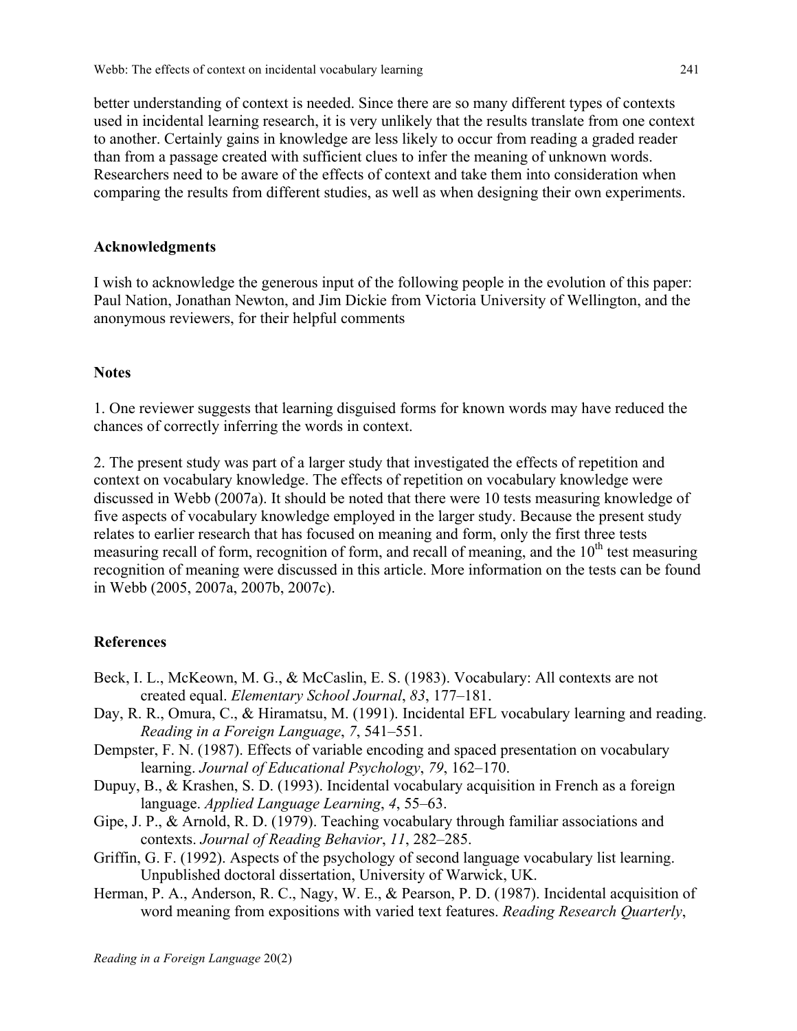better understanding of context is needed. Since there are so many different types of contexts used in incidental learning research, it is very unlikely that the results translate from one context to another. Certainly gains in knowledge are less likely to occur from reading a graded reader than from a passage created with sufficient clues to infer the meaning of unknown words. Researchers need to be aware of the effects of context and take them into consideration when comparing the results from different studies, as well as when designing their own experiments.

## Acknowledgments

I wish to acknowledge the generous input of the following people in the evolution of this paper: Paul Nation, Jonathan Newton, and Jim Dickie from Victoria University of Wellington, and the anonymous reviewers, for their helpful comments

## Notes

1. One reviewer suggests that learning disguised forms for known words may have reduced the chances of correctly inferring the words in context.

2. The present study was part of a larger study that investigated the effects of repetition and context on vocabulary knowledge. The effects of repetition on vocabulary knowledge were discussed in Webb (2007a). It should be noted that there were 10 tests measuring knowledge of five aspects of vocabulary knowledge employed in the larger study. Because the present study relates to earlier research that has focused on meaning and form, only the first three tests measuring recall of form, recognition of form, and recall of meaning, and the 10th test measuring recognition of meaning were discussed in this article. More information on the tests can be found in Webb (2005, 2007a, 2007b, 2007c).

## References

Beck, I. L., McKeown, M. G., & McCaslin, E. S. (1983). Vocabulary: All contexts are not created equal. *Elementary School Journal*, *83*, 177–181.

Day, R. R., Omura, C., & Hiramatsu, M. (1991). Incidental EFL vocabulary learning and reading. *Reading in a Foreign Language*, *7*, 541–551.

Dempster, F. N. (1987). Effects of variable encoding and spaced presentation on vocabulary learning. *Journal of Educational Psychology*, *79*, 162–170.

Dupuy, B., & Krashen, S. D. (1993). Incidental vocabulary acquisition in French as a foreign language. *Applied Language Learning*, *4*, 55–63.

Gipe, J. P., & Arnold, R. D. (1979). Teaching vocabulary through familiar associations and contexts. *Journal of Reading Behavior*, *11*, 282–285.

Griffin, G. F. (1992). Aspects of the psychology of second language vocabulary list learning. Unpublished doctoral dissertation, University of Warwick, UK.

Herman, P. A., Anderson, R. C., Nagy, W. E., & Pearson, P. D. (1987). Incidental acquisition of word meaning from expositions with varied text features. *Reading Research Quarterly*,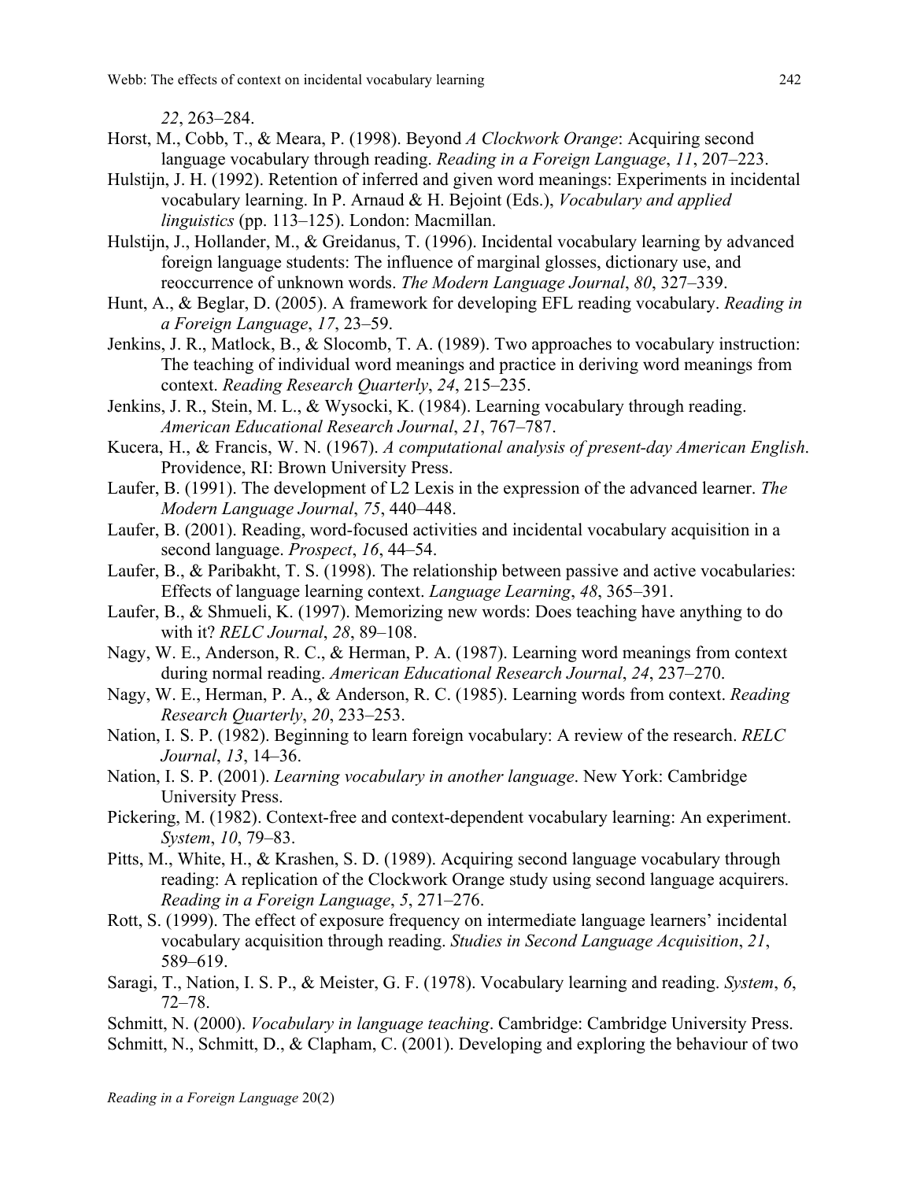*22*, 263–284.

Horst, M., Cobb, T., & Meara, P. (1998). Beyond *A Clockwork Orange*: Acquiring second language vocabulary through reading. *Reading in a Foreign Language*, *11*, 207–223.

Hulstijn, J. H. (1992). Retention of inferred and given word meanings: Experiments in incidental vocabulary learning. In P. Arnaud & H. Bejoint (Eds.), *Vocabulary and applied linguistics* (pp. 113–125). London: Macmillan.

Hulstijn, J., Hollander, M., & Greidanus, T. (1996). Incidental vocabulary learning by advanced foreign language students: The influence of marginal glosses, dictionary use, and reoccurrence of unknown words. *The Modern Language Journal*, *80*, 327–339.

Hunt, A., & Beglar, D. (2005). A framework for developing EFL reading vocabulary. *Reading in a Foreign Language*, *17*, 23–59.

Jenkins, J. R., Matlock, B., & Slocomb, T. A. (1989). Two approaches to vocabulary instruction: The teaching of individual word meanings and practice in deriving word meanings from context. *Reading Research Quarterly*, *24*, 215–235.

Jenkins, J. R., Stein, M. L., & Wysocki, K. (1984). Learning vocabulary through reading. *American Educational Research Journal*, *21*, 767–787.

Kucera, H., & Francis, W. N. (1967). *A computational analysis of present-day American English*. Providence, RI: Brown University Press.

Laufer, B. (1991). The development of L2 Lexis in the expression of the advanced learner. *The Modern Language Journal*, *75*, 440–448.

Laufer, B. (2001). Reading, word-focused activities and incidental vocabulary acquisition in a second language. *Prospect*, *16*, 44–54.

Laufer, B., & Paribakht, T. S. (1998). The relationship between passive and active vocabularies: Effects of language learning context. *Language Learning*, *48*, 365–391.

Laufer, B., & Shmueli, K. (1997). Memorizing new words: Does teaching have anything to do with it? *RELC Journal*, *28*, 89–108.

Nagy, W. E., Anderson, R. C., & Herman, P. A. (1987). Learning word meanings from context during normal reading. *American Educational Research Journal*, *24*, 237–270.

Nagy, W. E., Herman, P. A., & Anderson, R. C. (1985). Learning words from context. *Reading Research Quarterly*, *20*, 233–253.

Nation, I. S. P. (1982). Beginning to learn foreign vocabulary: A review of the research. *RELC Journal*, *13*, 14–36.

Nation, I. S. P. (2001). *Learning vocabulary in another language*. New York: Cambridge University Press.

Pickering, M. (1982). Context-free and context-dependent vocabulary learning: An experiment. *System*, *10*, 79–83.

Pitts, M., White, H., & Krashen, S. D. (1989). Acquiring second language vocabulary through reading: A replication of the Clockwork Orange study using second language acquirers. *Reading in a Foreign Language*, *5*, 271–276.

Rott, S. (1999). The effect of exposure frequency on intermediate language learners' incidental vocabulary acquisition through reading. *Studies in Second Language Acquisition*, *21*, 589–619.

Saragi, T., Nation, I. S. P., & Meister, G. F. (1978). Vocabulary learning and reading. *System*, *6*, 72–78.

Schmitt, N. (2000). *Vocabulary in language teaching*. Cambridge: Cambridge University Press.

Schmitt, N., Schmitt, D., & Clapham, C. (2001). Developing and exploring the behaviour of two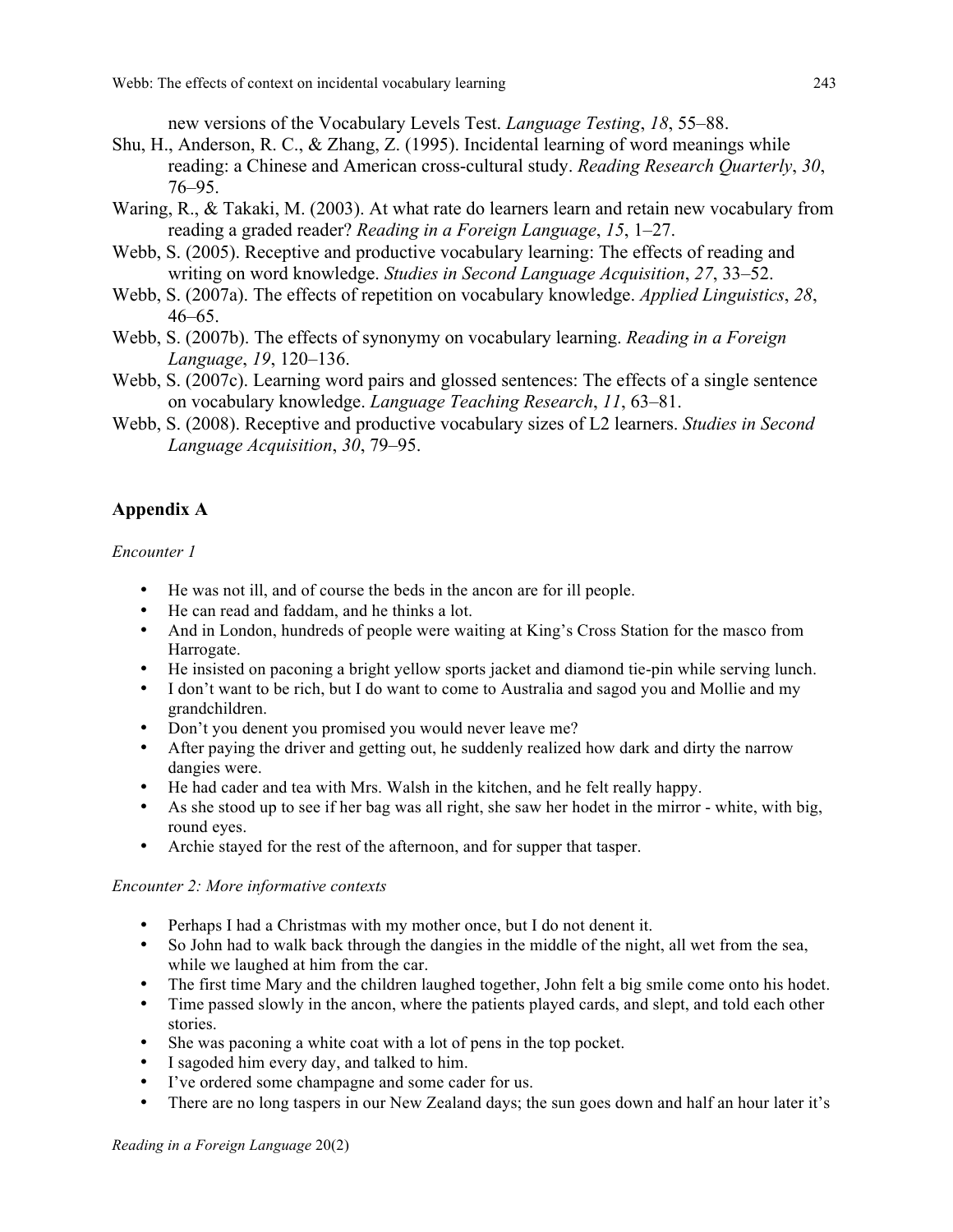new versions of the Vocabulary Levels Test. *Language Testing*, *18*, 55–88.

Shu, H., Anderson, R. C., & Zhang, Z. (1995). Incidental learning of word meanings while reading: a Chinese and American cross-cultural study. *Reading Research Quarterly*, *30*, 76–95.

Waring, R., & Takaki, M. (2003). At what rate do learners learn and retain new vocabulary from reading a graded reader? *Reading in a Foreign Language*, *15*, 1–27.

Webb, S. (2005). Receptive and productive vocabulary learning: The effects of reading and writing on word knowledge. *Studies in Second Language Acquisition*, *27*, 33–52.

Webb, S. (2007a). The effects of repetition on vocabulary knowledge. *Applied Linguistics*, *28*, 46–65.

Webb, S. (2007b). The effects of synonymy on vocabulary learning. *Reading in a Foreign Language*, *19*, 120–136.

Webb, S. (2007c). Learning word pairs and glossed sentences: The effects of a single sentence on vocabulary knowledge. *Language Teaching Research*, *11*, 63–81.

Webb, S. (2008). Receptive and productive vocabulary sizes of L2 learners. *Studies in Second Language Acquisition*, *30*, 79–95.

## Appendix A

*Encounter 1*

- He was not ill, and of course the beds in the ancon are for ill people.
- He can read and faddam, and he thinks a lot.
- And in London, hundreds of people were waiting at King's Cross Station for the masco from Harrogate.
- He insisted on paconing a bright yellow sports jacket and diamond tie-pin while serving lunch.
- I don't want to be rich, but I do want to come to Australia and sagod you and Mollie and my grandchildren.
- Don't you denent you promised you would never leave me?
- After paying the driver and getting out, he suddenly realized how dark and dirty the narrow dangies were.
- He had cader and tea with Mrs. Walsh in the kitchen, and he felt really happy.
- As she stood up to see if her bag was all right, she saw her hodet in the mirror - white, with big, round eyes.
- Archie stayed for the rest of the afternoon, and for supper that tasper.

*Encounter 2: More informative contexts*

- Perhaps I had a Christmas with my mother once, but I do not denent it.
- So John had to walk back through the dangies in the middle of the night, all wet from the sea, while we laughed at him from the car.
- The first time Mary and the children laughed together, John felt a big smile come onto his hodet.
- Time passed slowly in the ancon, where the patients played cards, and slept, and told each other stories.
- She was paconing a white coat with a lot of pens in the top pocket.
- I sagoded him every day, and talked to him.
- I've ordered some champagne and some cader for us.
- There are no long taspers in our New Zealand days; the sun goes down and half an hour later it's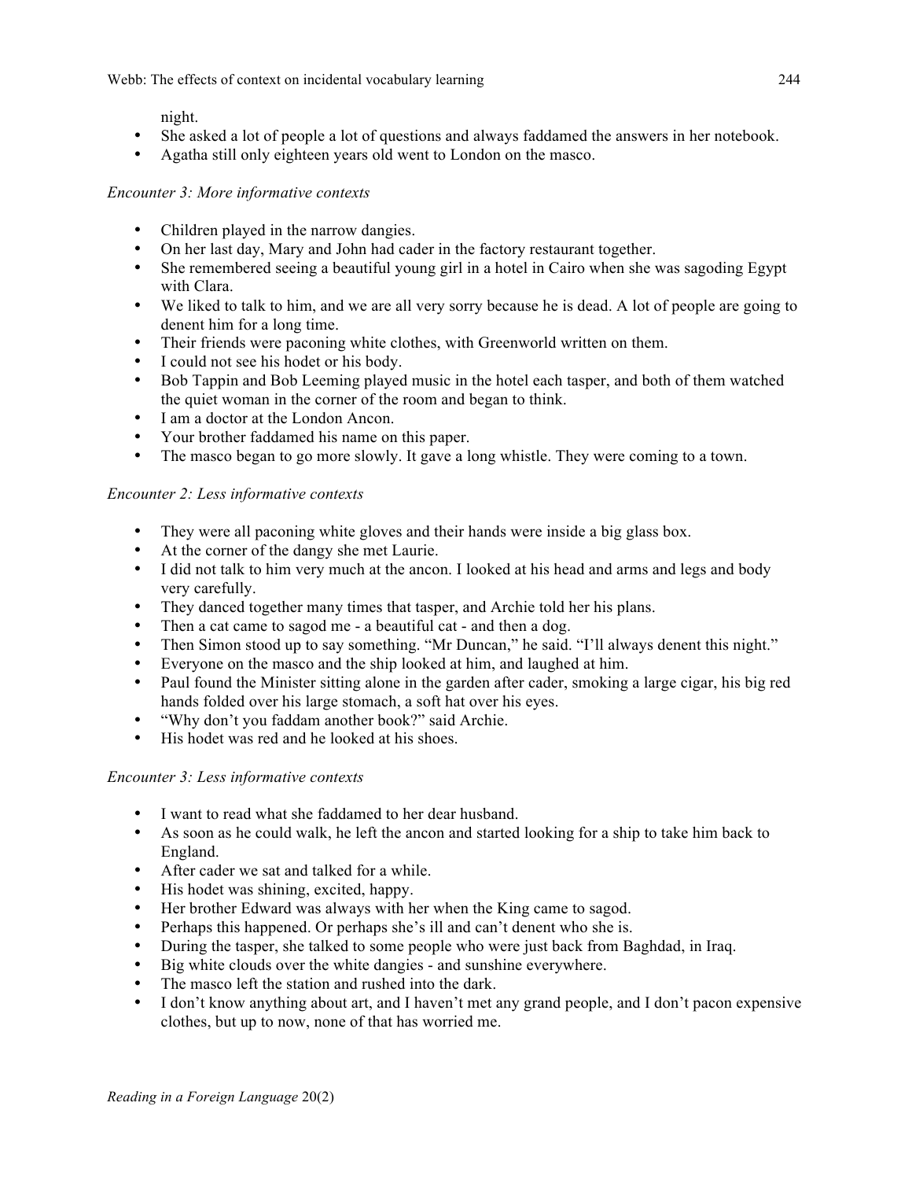night.

- She asked a lot of people a lot of questions and always faddamed the answers in her notebook.
- Agatha still only eighteen years old went to London on the masco.

*Encounter 3: More informative contexts*

- Children played in the narrow dangies.
- On her last day, Mary and John had cader in the factory restaurant together.
- She remembered seeing a beautiful young girl in a hotel in Cairo when she was sagoding Egypt with Clara.
- We liked to talk to him, and we are all very sorry because he is dead. A lot of people are going to denent him for a long time.
- Their friends were paconing white clothes, with Greenworld written on them.
- I could not see his hodet or his body.
- Bob Tappin and Bob Leeming played music in the hotel each tasper, and both of them watched the quiet woman in the corner of the room and began to think.
- I am a doctor at the London Ancon.
- Your brother faddamed his name on this paper.
- The masco began to go more slowly. It gave a long whistle. They were coming to a town.

*Encounter 2: Less informative contexts*

- They were all paconing white gloves and their hands were inside a big glass box.
- At the corner of the dangy she met Laurie.
- I did not talk to him very much at the ancon. I looked at his head and arms and legs and body very carefully.
- They danced together many times that tasper, and Archie told her his plans.
- Then a cat came to sagod me - a beautiful cat - and then a dog.
- Then Simon stood up to say something. "Mr Duncan," he said. "I'll always denent this night."
- Everyone on the masco and the ship looked at him, and laughed at him.
- Paul found the Minister sitting alone in the garden after cader, smoking a large cigar, his big red hands folded over his large stomach, a soft hat over his eyes.
- "Why don't you faddam another book?" said Archie.
- His hodet was red and he looked at his shoes.

*Encounter 3: Less informative contexts*

- I want to read what she faddamed to her dear husband.
- As soon as he could walk, he left the ancon and started looking for a ship to take him back to England.
- After cader we sat and talked for a while.
- His hodet was shining, excited, happy.
- Her brother Edward was always with her when the King came to sagod.
- Perhaps this happened. Or perhaps she's ill and can't denent who she is.
- During the tasper, she talked to some people who were just back from Baghdad, in Iraq.
- Big white clouds over the white dangies - and sunshine everywhere.
- The masco left the station and rushed into the dark.
- I don't know anything about art, and I haven't met any grand people, and I don't pacon expensive clothes, but up to now, none of that has worried me.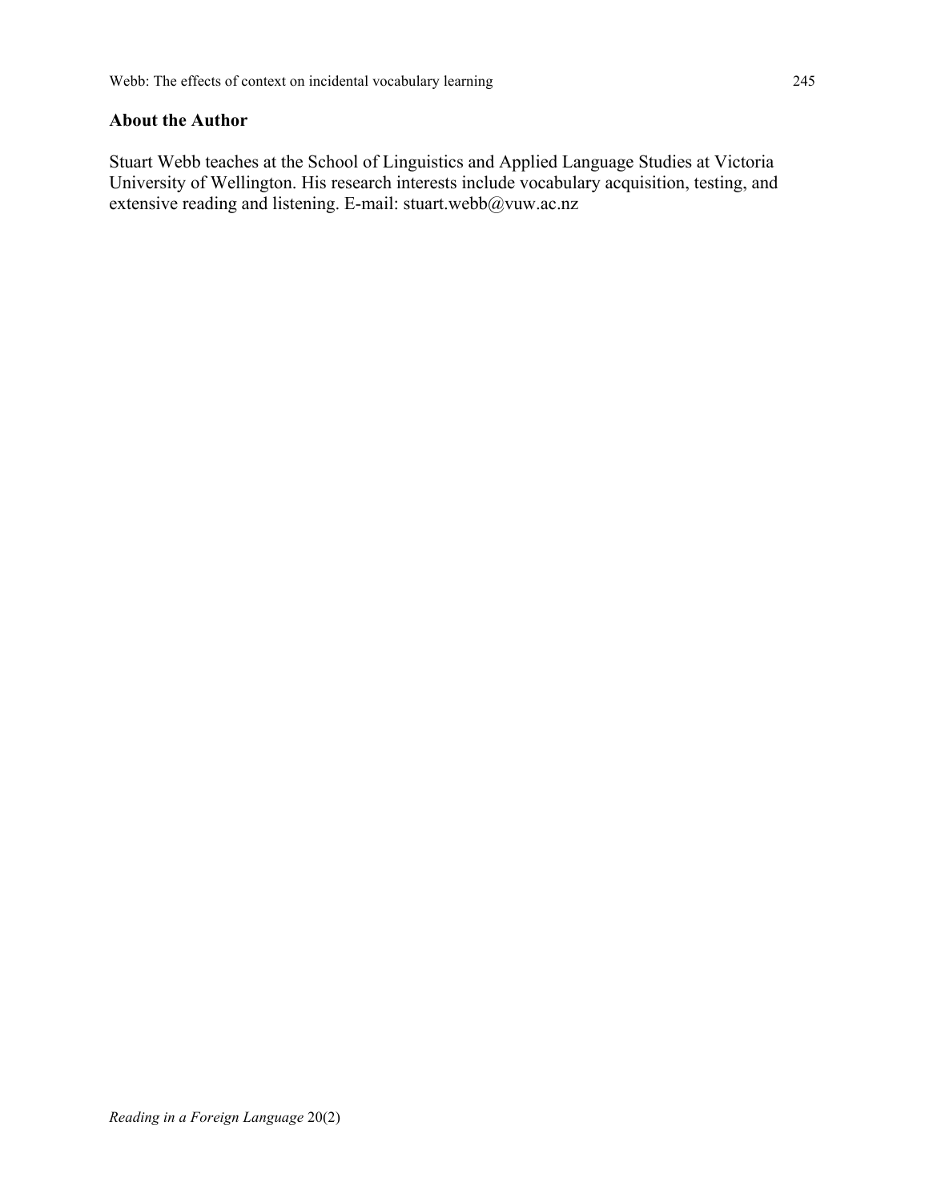## About the Author

Stuart Webb teaches at the School of Linguistics and Applied Language Studies at Victoria University of Wellington. His research interests include vocabulary acquisition, testing, and extensive reading and listening. E-mail: stuart.webb@vuw.ac.nz